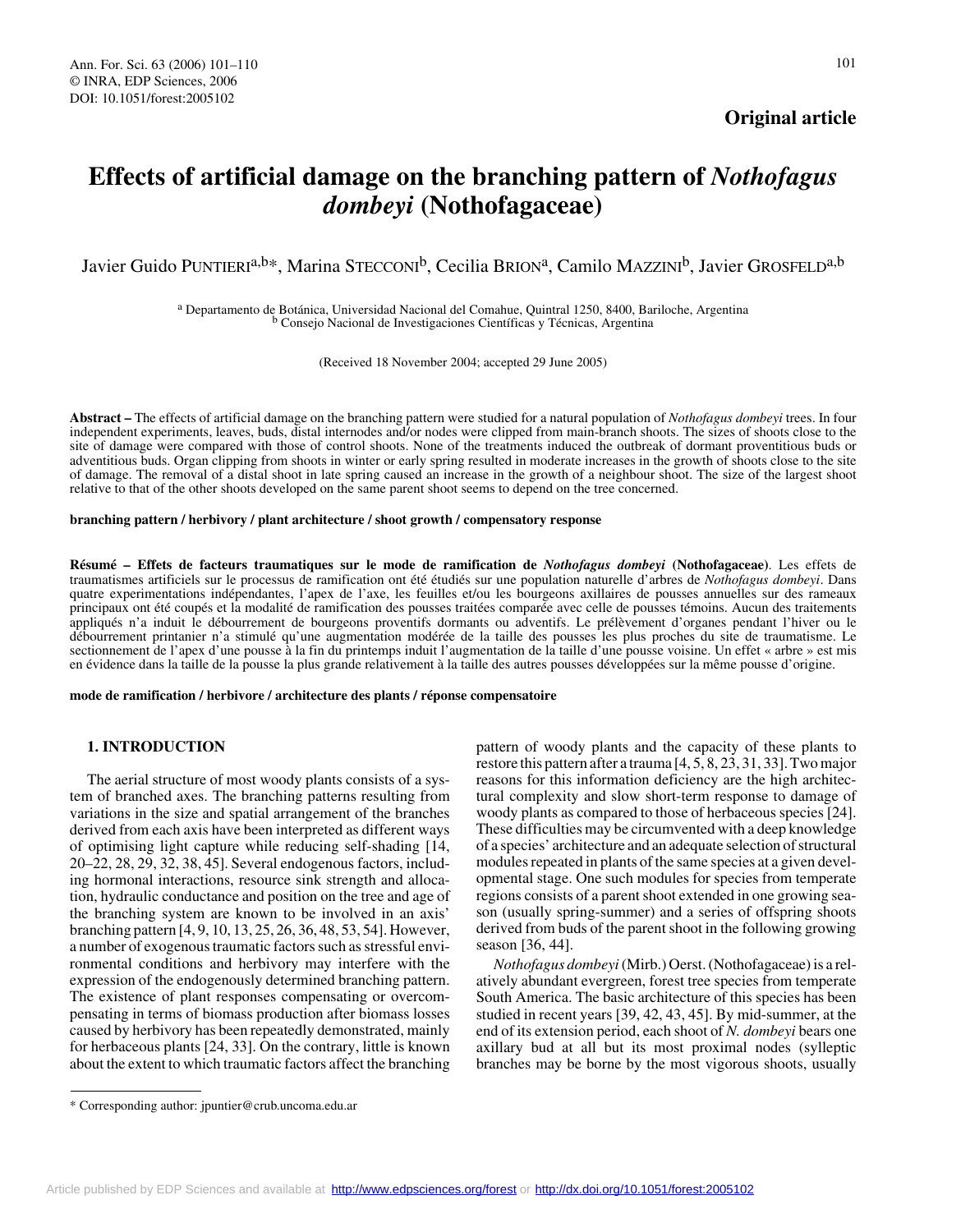Original article

# Effects of artificial damage on the branching pattern of *Nothofagus dombeyi* (Nothofagaceae)

Javier Guido PUNTIERI[a,b]*, Marina STECCONI[b], Cecilia BRION[a], Camilo MAZZINI[b], Javier GROSFELD[a,b]

[a] Departamento de Botánica, Universidad Nacional del Comahue, Quintral 1250, 8400, Bariloche, Argentina
[b] Consejo Nacional de Investigaciones Científicas y Técnicas, Argentina

(Received 18 November 2004; accepted 29 June 2005)

**Abstract –** The effects of artificial damage on the branching pattern were studied for a natural population of *Nothofagus dombeyi* trees. In four independent experiments, leaves, buds, distal internodes and/or nodes were clipped from main-branch shoots. The sizes of shoots close to the site of damage were compared with those of control shoots. None of the treatments induced the outbreak of dormant proventitious buds or adventitious buds. Organ clipping from shoots in winter or early spring resulted in moderate increases in the growth of shoots close to the site of damage. The removal of a distal shoot in late spring caused an increase in the growth of a neighbour shoot. The size of the largest shoot relative to that of the other shoots developed on the same parent shoot seems to depend on the tree concerned.

**branching pattern / herbivory / plant architecture / shoot growth / compensatory response**

**Résumé – Effets de facteurs traumatiques sur le mode de ramification de *Nothofagus dombeyi* (Nothofagaceae)**. Les effets de traumatismes artificiels sur le processus de ramification ont été étudiés sur une population naturelle d'arbres de *Nothofagus dombeyi*. Dans quatre experimentations indépendantes, l'apex de l'axe, les feuilles et/ou les bourgeons axillaires de pousses annuelles sur des rameaux principaux ont été coupés et la modalité de ramification des pousses traitées comparée avec celle de pousses témoins. Aucun des traitements appliqués n'a induit le débourrement de bourgeons proventifs dormants ou adventifs. Le prélèvement d'organes pendant l'hiver ou le débourrement printanier n'a stimulé qu'une augmentation modérée de la taille des pousses les plus proches du site de traumatisme. Le sectionnement de l'apex d'une pousse à la fin du printemps induit l'augmentation de la taille d'une pousse voisine. Un effet « arbre » est mis en évidence dans la taille de la pousse la plus grande relativement à la taille des autres pousses développées sur la même pousse d'origine.

**mode de ramification / herbivore / architecture des plants / réponse compensatoire**

## 1. INTRODUCTION

The aerial structure of most woody plants consists of a system of branched axes. The branching patterns resulting from variations in the size and spatial arrangement of the branches derived from each axis have been interpreted as different ways of optimising light capture while reducing self-shading [14, 20–22, 28, 29, 32, 38, 45]. Several endogenous factors, including hormonal interactions, resource sink strength and allocation, hydraulic conductance and position on the tree and age of the branching system are known to be involved in an axis' branching pattern [4, 9, 10, 13, 25, 26, 36, 48, 53, 54]. However, a number of exogenous traumatic factors such as stressful environmental conditions and herbivory may interfere with the expression of the endogenously determined branching pattern. The existence of plant responses compensating or overcompensating in terms of biomass production after biomass losses caused by herbivory has been repeatedly demonstrated, mainly for herbaceous plants [24, 33]. On the contrary, little is known about the extent to which traumatic factors affect the branching pattern of woody plants and the capacity of these plants to restore this pattern after a trauma [4, 5, 8, 23, 31, 33]. Two major reasons for this information deficiency are the high architectural complexity and slow short-term response to damage of woody plants as compared to those of herbaceous species [24]. These difficulties may be circumvented with a deep knowledge of a species' architecture and an adequate selection of structural modules repeated in plants of the same species at a given developmental stage. One such modules for species from temperate regions consists of a parent shoot extended in one growing season (usually spring-summer) and a series of offspring shoots derived from buds of the parent shoot in the following growing season [36, 44].

*Nothofagus dombeyi* (Mirb.) Oerst. (Nothofagaceae) is a relatively abundant evergreen, forest tree species from temperate South America. The basic architecture of this species has been studied in recent years [39, 42, 43, 45]. By mid-summer, at the end of its extension period, each shoot of *N. dombeyi* bears one axillary bud at all but its most proximal nodes (sylleptic branches may be borne by the most vigorous shoots, usually

* Corresponding author: jpuntier@crub.uncoma.edu.ar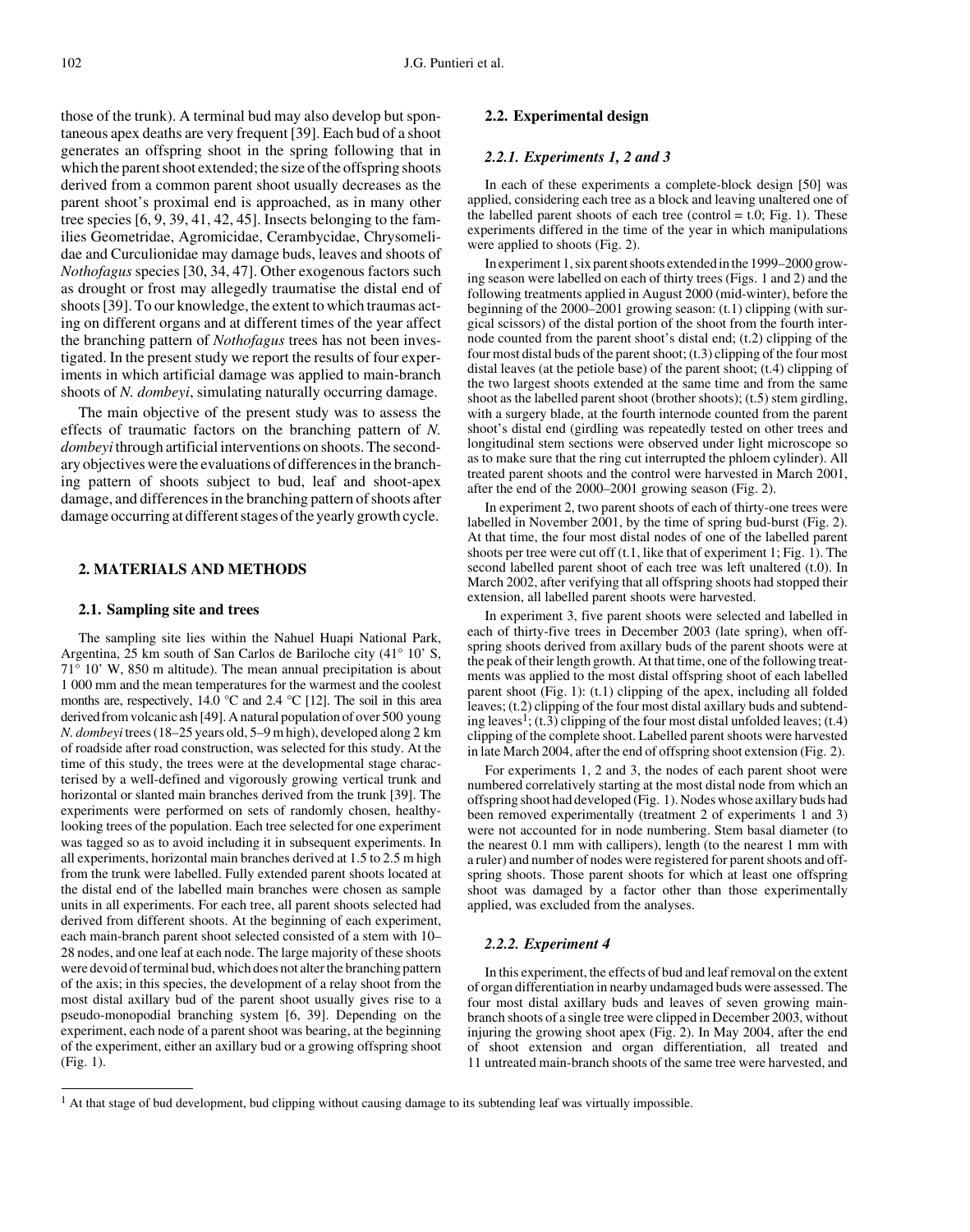those of the trunk). A terminal bud may also develop but spontaneous apex deaths are very frequent [39]. Each bud of a shoot generates an offspring shoot in the spring following that in which the parent shoot extended; the size of the offspring shoots derived from a common parent shoot usually decreases as the parent shoot's proximal end is approached, as in many other tree species [6, 9, 39, 41, 42, 45]. Insects belonging to the families Geometridae, Agromicidae, Cerambycidae, Chrysomelidae and Curculionidae may damage buds, leaves and shoots of *Nothofagus* species [30, 34, 47]. Other exogenous factors such as drought or frost may allegedly traumatise the distal end of shoots [39]. To our knowledge, the extent to which traumas acting on different organs and at different times of the year affect the branching pattern of *Nothofagus* trees has not been investigated. In the present study we report the results of four experiments in which artificial damage was applied to main-branch shoots of *N. dombeyi*, simulating naturally occurring damage.

The main objective of the present study was to assess the effects of traumatic factors on the branching pattern of *N. dombeyi* through artificial interventions on shoots. The secondary objectives were the evaluations of differences in the branching pattern of shoots subject to bud, leaf and shoot-apex damage, and differences in the branching pattern of shoots after damage occurring at different stages of the yearly growth cycle.

## 2. MATERIALS AND METHODS

### 2.1. Sampling site and trees

The sampling site lies within the Nahuel Huapi National Park, Argentina, 25 km south of San Carlos de Bariloche city (41° 10' S, 71° 10' W, 850 m altitude). The mean annual precipitation is about 1 000 mm and the mean temperatures for the warmest and the coolest months are, respectively, 14.0 °C and 2.4 °C [12]. The soil in this area derived from volcanic ash [49]. A natural population of over 500 young *N. dombeyi* trees (18–25 years old, 5–9 m high), developed along 2 km of roadside after road construction, was selected for this study. At the time of this study, the trees were at the developmental stage characterised by a well-defined and vigorously growing vertical trunk and horizontal or slanted main branches derived from the trunk [39]. The experiments were performed on sets of randomly chosen, healthy-looking trees of the population. Each tree selected for one experiment was tagged so as to avoid including it in subsequent experiments. In all experiments, horizontal main branches derived at 1.5 to 2.5 m high from the trunk were labelled. Fully extended parent shoots located at the distal end of the labelled main branches were chosen as sample units in all experiments. For each tree, all parent shoots selected had derived from different shoots. At the beginning of each experiment, each main-branch parent shoot selected consisted of a stem with 10–28 nodes, and one leaf at each node. The large majority of these shoots were devoid of terminal bud, which does not alter the branching pattern of the axis; in this species, the development of a relay shoot from the most distal axillary bud of the parent shoot usually gives rise to a pseudo-monopodial branching system [6, 39]. Depending on the experiment, each node of a parent shoot was bearing, at the beginning of the experiment, either an axillary bud or a growing offspring shoot (Fig. 1).

### 2.2. Experimental design

#### 2.2.1. Experiments 1, 2 and 3

In each of these experiments a complete-block design [50] was applied, considering each tree as a block and leaving unaltered one of the labelled parent shoots of each tree (control = t.0; Fig. 1). These experiments differed in the time of the year in which manipulations were applied to shoots (Fig. 2).

In experiment 1, six parent shoots extended in the 1999–2000 growing season were labelled on each of thirty trees (Figs. 1 and 2) and the following treatments applied in August 2000 (mid-winter), before the beginning of the 2000–2001 growing season: (t.1) clipping (with surgical scissors) of the distal portion of the shoot from the fourth internode counted from the parent shoot's distal end; (t.2) clipping of the four most distal buds of the parent shoot; (t.3) clipping of the four most distal leaves (at the petiole base) of the parent shoot; (t.4) clipping of the two largest shoots extended at the same time and from the same shoot as the labelled parent shoot (brother shoots); (t.5) stem girdling, with a surgery blade, at the fourth internode counted from the parent shoot's distal end (girdling was repeatedly tested on other trees and longitudinal stem sections were observed under light microscope so as to make sure that the ring cut interrupted the phloem cylinder). All treated parent shoots and the control were harvested in March 2001, after the end of the 2000–2001 growing season (Fig. 2).

In experiment 2, two parent shoots of each of thirty-one trees were labelled in November 2001, by the time of spring bud-burst (Fig. 2). At that time, the four most distal nodes of one of the labelled parent shoots per tree were cut off (t.1, like that of experiment 1; Fig. 1). The second labelled parent shoot of each tree was left unaltered (t.0). In March 2002, after verifying that all offspring shoots had stopped their extension, all labelled parent shoots were harvested.

In experiment 3, five parent shoots were selected and labelled in each of thirty-five trees in December 2003 (late spring), when offspring shoots derived from axillary buds of the parent shoots were at the peak of their length growth. At that time, one of the following treatments was applied to the most distal offspring shoot of each labelled parent shoot (Fig. 1): (t.1) clipping of the apex, including all folded leaves; (t.2) clipping of the four most distal axillary buds and subtending leaves[1]; (t.3) clipping of the four most distal unfolded leaves; (t.4) clipping of the complete shoot. Labelled parent shoots were harvested in late March 2004, after the end of offspring shoot extension (Fig. 2).

For experiments 1, 2 and 3, the nodes of each parent shoot were numbered correlatively starting at the most distal node from which an offspring shoot had developed (Fig. 1). Nodes whose axillary buds had been removed experimentally (treatment 2 of experiments 1 and 3) were not accounted for in node numbering. Stem basal diameter (to the nearest 0.1 mm with callipers), length (to the nearest 1 mm with a ruler) and number of nodes were registered for parent shoots and offspring shoots. Those parent shoots for which at least one offspring shoot was damaged by a factor other than those experimentally applied, was excluded from the analyses.

#### 2.2.2. Experiment 4

In this experiment, the effects of bud and leaf removal on the extent of organ differentiation in nearby undamaged buds were assessed. The four most distal axillary buds and leaves of seven growing main-branch shoots of a single tree were clipped in December 2003, without injuring the growing shoot apex (Fig. 2). In May 2004, after the end of shoot extension and organ differentiation, all treated and 11 untreated main-branch shoots of the same tree were harvested, and

[1] At that stage of bud development, bud clipping without causing damage to its subtending leaf was virtually impossible.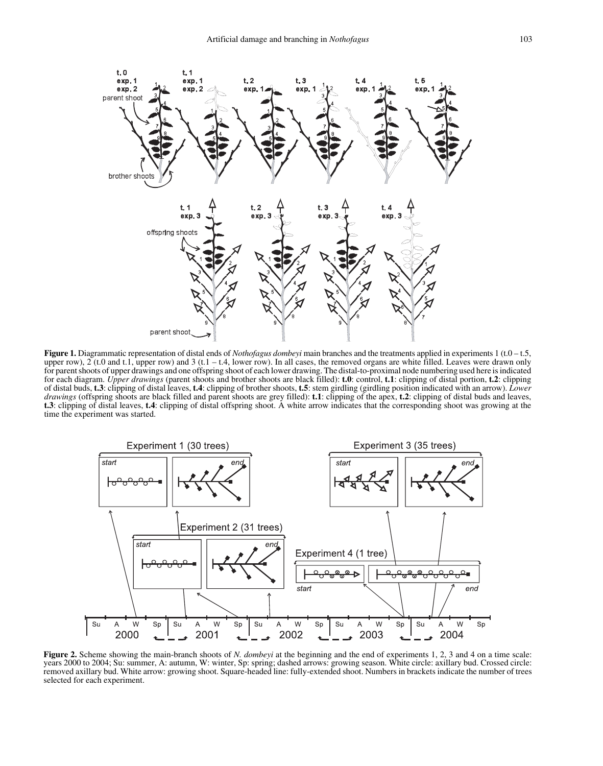**Figure 1.** Diagrammatic representation of distal ends of *Nothofagus dombeyi* main branches and the treatments applied in experiments 1 (t.0 – t.5, upper row), 2 (t.0 and t.1, upper row) and 3 (t.1 – t.4, lower row). In all cases, the removed organs are white filled. Leaves were drawn only for parent shoots of upper drawings and one offspring shoot of each lower drawing. The distal-to-proximal node numbering used here is indicated for each diagram. *Upper drawings* (parent shoots and brother shoots are black filled): **t.0**: control, **t.1**: clipping of distal portion, **t.2**: clipping of distal buds, **t.3**: clipping of distal leaves, **t.4**: clipping of brother shoots, **t.5**: stem girdling (girdling position indicated with an arrow). *Lower drawings* (offspring shoots are black filled and parent shoots are grey filled): **t.1**: clipping of the apex, **t.2**: clipping of distal buds and leaves, **t.3**: clipping of distal leaves, **t.4**: clipping of distal offspring shoot. A white arrow indicates that the corresponding shoot was growing at the time the experiment was started.

**Figure 2.** Scheme showing the main-branch shoots of *N. dombeyi* at the beginning and the end of experiments 1, 2, 3 and 4 on a time scale: years 2000 to 2004; Su: summer, A: autumn, W: winter, Sp: spring; dashed arrows: growing season. White circle: axillary bud. Crossed circle: removed axillary bud. White arrow: growing shoot. Square-headed line: fully-extended shoot. Numbers in brackets indicate the number of trees selected for each experiment.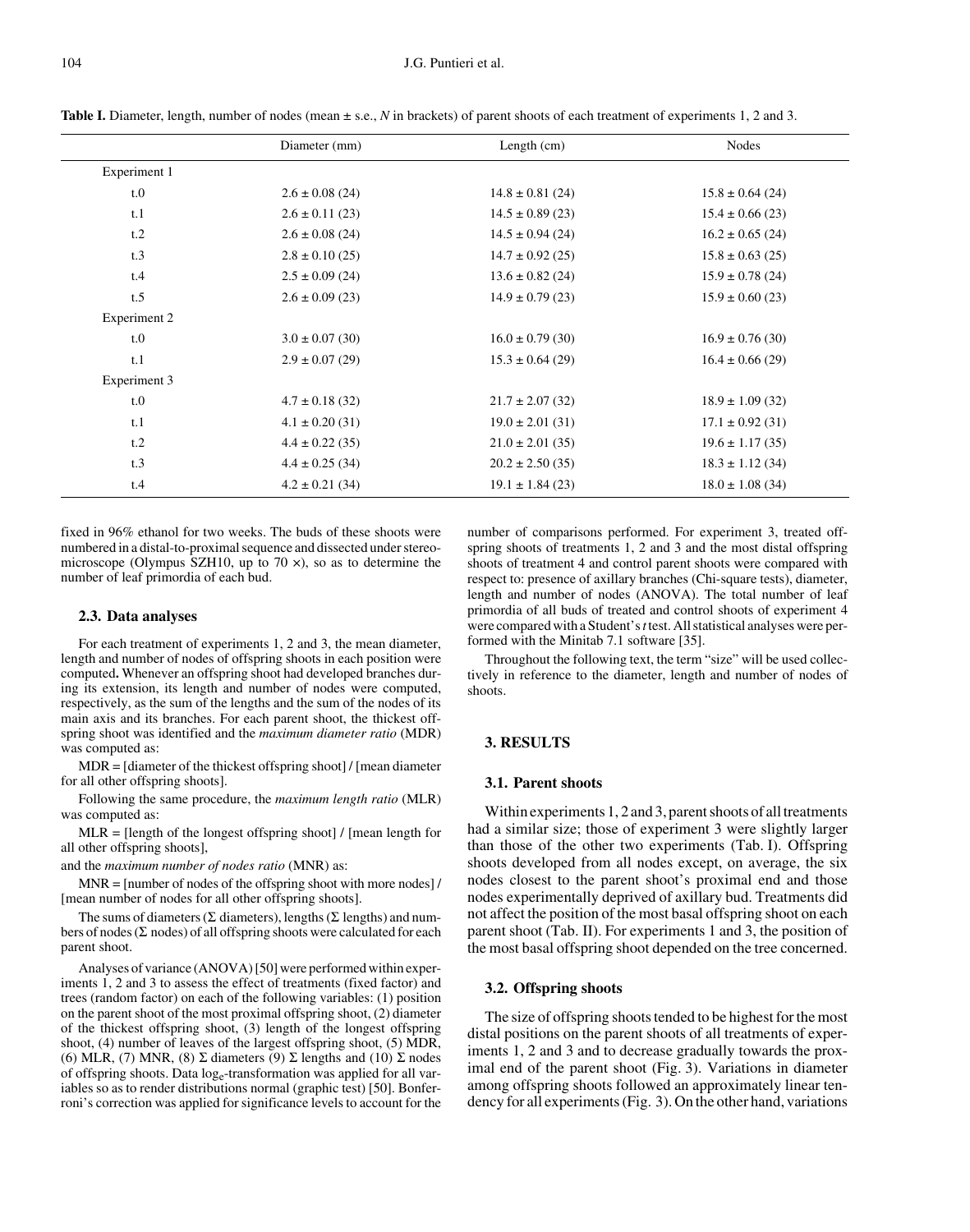**Table I.** Diameter, length, number of nodes (mean ± s.e., *N* in brackets) of parent shoots of each treatment of experiments 1, 2 and 3.

| | Diameter (mm) | Length (cm) | Nodes |
|---|---|---|---|
| Experiment 1 | | | |
| t.0 | 2.6 ± 0.08 (24) | 14.8 ± 0.81 (24) | 15.8 ± 0.64 (24) |
| t.1 | 2.6 ± 0.11 (23) | 14.5 ± 0.89 (23) | 15.4 ± 0.66 (23) |
| t.2 | 2.6 ± 0.08 (24) | 14.5 ± 0.94 (24) | 16.2 ± 0.65 (24) |
| t.3 | 2.8 ± 0.10 (25) | 14.7 ± 0.92 (25) | 15.8 ± 0.63 (25) |
| t.4 | 2.5 ± 0.09 (24) | 13.6 ± 0.82 (24) | 15.9 ± 0.78 (24) |
| t.5 | 2.6 ± 0.09 (23) | 14.9 ± 0.79 (23) | 15.9 ± 0.60 (23) |
| Experiment 2 | | | |
| t.0 | 3.0 ± 0.07 (30) | 16.0 ± 0.79 (30) | 16.9 ± 0.76 (30) |
| t.1 | 2.9 ± 0.07 (29) | 15.3 ± 0.64 (29) | 16.4 ± 0.66 (29) |
| Experiment 3 | | | |
| t.0 | 4.7 ± 0.18 (32) | 21.7 ± 2.07 (32) | 18.9 ± 1.09 (32) |
| t.1 | 4.1 ± 0.20 (31) | 19.0 ± 2.01 (31) | 17.1 ± 0.92 (31) |
| t.2 | 4.4 ± 0.22 (35) | 21.0 ± 2.01 (35) | 19.6 ± 1.17 (35) |
| t.3 | 4.4 ± 0.25 (34) | 20.2 ± 2.50 (35) | 18.3 ± 1.12 (34) |
| t.4 | 4.2 ± 0.21 (34) | 19.1 ± 1.84 (23) | 18.0 ± 1.08 (34) |

fixed in 96% ethanol for two weeks. The buds of these shoots were numbered in a distal-to-proximal sequence and dissected under stereomicroscope (Olympus SZH10, up to 70 ×), so as to determine the number of leaf primordia of each bud.

### 2.3. Data analyses

For each treatment of experiments 1, 2 and 3, the mean diameter, length and number of nodes of offspring shoots in each position were computed**.** Whenever an offspring shoot had developed branches during its extension, its length and number of nodes were computed, respectively, as the sum of the lengths and the sum of the nodes of its main axis and its branches. For each parent shoot, the thickest offspring shoot was identified and the *maximum diameter ratio* (MDR) was computed as:

MDR = [diameter of the thickest offspring shoot] / [mean diameter for all other offspring shoots].

Following the same procedure, the *maximum length ratio* (MLR) was computed as:

MLR = [length of the longest offspring shoot] / [mean length for all other offspring shoots],

and the *maximum number of nodes ratio* (MNR) as:

MNR = [number of nodes of the offspring shoot with more nodes] / [mean number of nodes for all other offspring shoots].

The sums of diameters (Σ diameters), lengths (Σ lengths) and numbers of nodes (Σ nodes) of all offspring shoots were calculated for each parent shoot.

Analyses of variance (ANOVA) [50] were performed within experiments 1, 2 and 3 to assess the effect of treatments (fixed factor) and trees (random factor) on each of the following variables: (1) position on the parent shoot of the most proximal offspring shoot, (2) diameter of the thickest offspring shoot, (3) length of the longest offspring shoot, (4) number of leaves of the largest offspring shoot, (5) MDR, (6) MLR, (7) MNR, (8) Σ diameters (9) Σ lengths and (10) Σ nodes of offspring shoots. Data $\log_e$-transformation was applied for all variables so as to render distributions normal (graphic test) [50]. Bonferroni's correction was applied for significance levels to account for the number of comparisons performed. For experiment 3, treated offspring shoots of treatments 1, 2 and 3 and the most distal offspring shoots of treatment 4 and control parent shoots were compared with respect to: presence of axillary branches (Chi-square tests), diameter, length and number of nodes (ANOVA). The total number of leaf primordia of all buds of treated and control shoots of experiment 4 were compared with a Student's *t* test. All statistical analyses were performed with the Minitab 7.1 software [35].

Throughout the following text, the term "size" will be used collectively in reference to the diameter, length and number of nodes of shoots.

## 3. RESULTS

### 3.1. Parent shoots

Within experiments 1, 2 and 3, parent shoots of all treatments had a similar size; those of experiment 3 were slightly larger than those of the other two experiments (Tab. I). Offspring shoots developed from all nodes except, on average, the six nodes closest to the parent shoot's proximal end and those nodes experimentally deprived of axillary bud. Treatments did not affect the position of the most basal offspring shoot on each parent shoot (Tab. II). For experiments 1 and 3, the position of the most basal offspring shoot depended on the tree concerned.

### 3.2. Offspring shoots

The size of offspring shoots tended to be highest for the most distal positions on the parent shoots of all treatments of experiments 1, 2 and 3 and to decrease gradually towards the proximal end of the parent shoot (Fig. 3). Variations in diameter among offspring shoots followed an approximately linear tendency for all experiments (Fig. 3). On the other hand, variations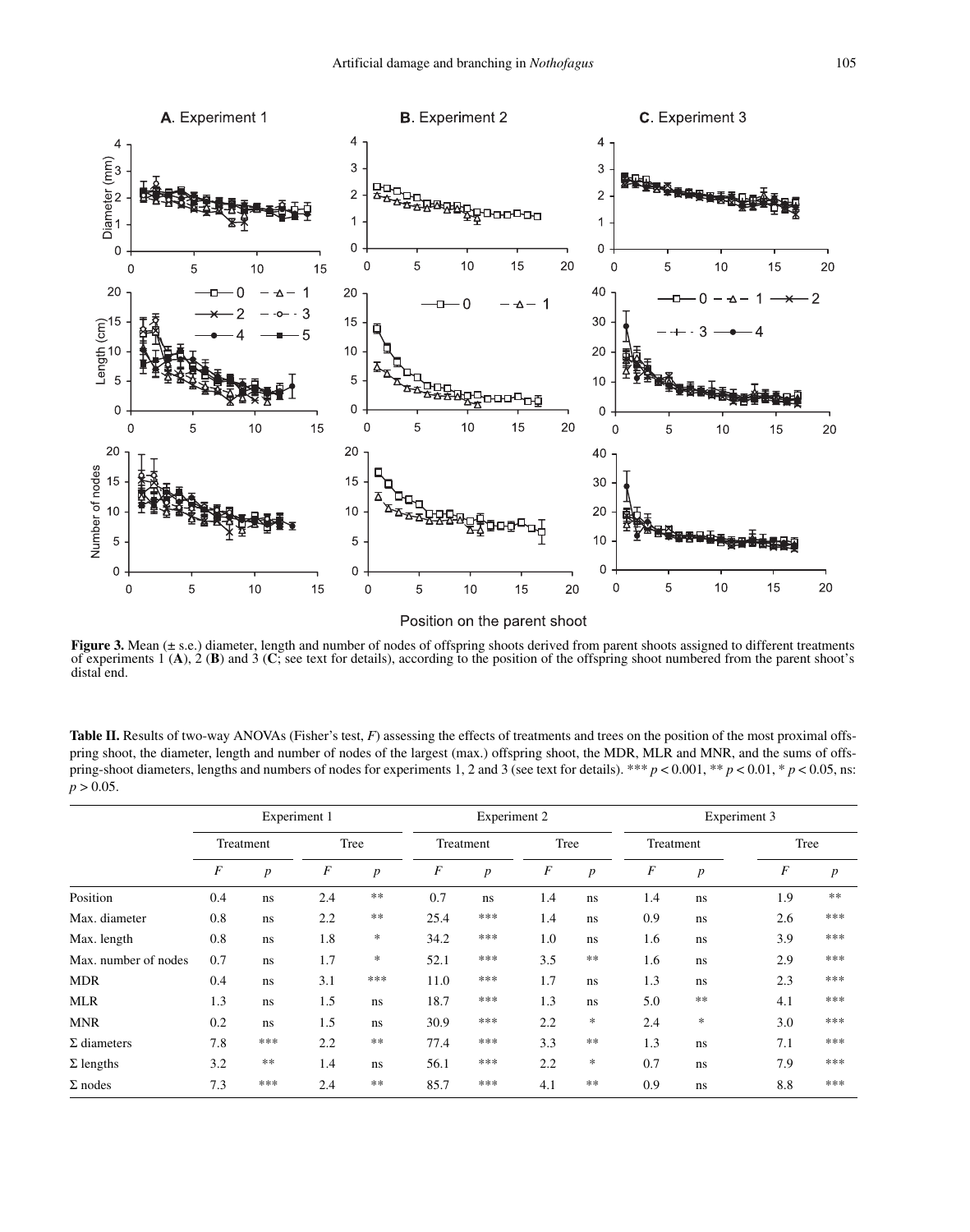**Figure 3.** Mean (± s.e.) diameter, length and number of nodes of offspring shoots derived from parent shoots assigned to different treatments of experiments 1 (**A**), 2 (**B**) and 3 (**C**; see text for details), according to the position of the offspring shoot numbered from the parent shoot's distal end.

**Table II.** Results of two-way ANOVAs (Fisher's test, $F$) assessing the effects of treatments and trees on the position of the most proximal offspring shoot, the diameter, length and number of nodes of the largest (max.) offspring shoot, the MDR, MLR and MNR, and the sums of offspring-shoot diameters, lengths and numbers of nodes for experiments 1, 2 and 3 (see text for details). *** $p < 0.001$, ** $p < 0.01$, * $p < 0.05$, ns: $p > 0.05$.

| | Experiment 1 | | | | Experiment 2 | | | | Experiment 3 | | | |
|---|---|---|---|---|---|---|---|---|---|---|---|---|
| | Treatment | | Tree | | Treatment | | Tree | | Treatment | | Tree | |
| | $F$ | $p$ | $F$ | $p$ | $F$ | $p$ | $F$ | $p$ | $F$ | $p$ | $F$ | $p$ |
| Position | 0.4 | ns | 2.4 | ** | 0.7 | ns | 1.4 | ns | 1.4 | ns | 1.9 | ** |
| Max. diameter | 0.8 | ns | 2.2 | ** | 25.4 | *** | 1.4 | ns | 0.9 | ns | 2.6 | *** |
| Max. length | 0.8 | ns | 1.8 | * | 34.2 | *** | 1.0 | ns | 1.6 | ns | 3.9 | *** |
| Max. number of nodes | 0.7 | ns | 1.7 | * | 52.1 | *** | 3.5 | ** | 1.6 | ns | 2.9 | *** |
| MDR | 0.4 | ns | 3.1 | *** | 11.0 | *** | 1.7 | ns | 1.3 | ns | 2.3 | *** |
| MLR | 1.3 | ns | 1.5 | ns | 18.7 | *** | 1.3 | ns | 5.0 | ** | 4.1 | *** |
| MNR | 0.2 | ns | 1.5 | ns | 30.9 | *** | 2.2 | * | 2.4 | * | 3.0 | *** |
| Σ diameters | 7.8 | *** | 2.2 | ** | 77.4 | *** | 3.3 | ** | 1.3 | ns | 7.1 | *** |
| Σ lengths | 3.2 | ** | 1.4 | ns | 56.1 | *** | 2.2 | * | 0.7 | ns | 7.9 | *** |
| Σ nodes | 7.3 | *** | 2.4 | ** | 85.7 | *** | 4.1 | ** | 0.9 | ns | 8.8 | *** |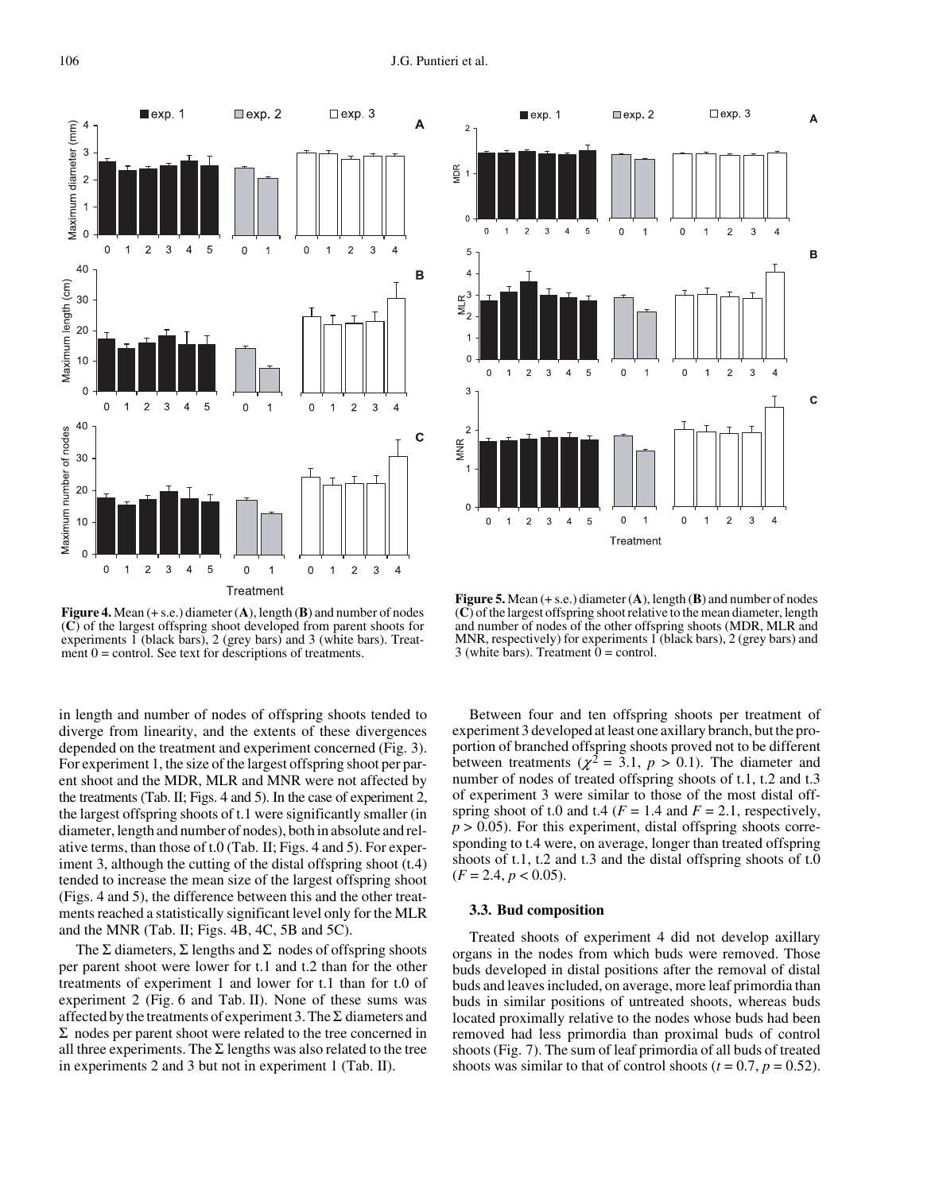**Figure 4.** Mean (+ s.e.) diameter (**A**), length (**B**) and number of nodes (**C**) of the largest offspring shoot developed from parent shoots for experiments 1 (black bars), 2 (grey bars) and 3 (white bars). Treatment 0 = control. See text for descriptions of treatments.

**Figure 5.** Mean (+ s.e.) diameter (**A**), length (**B**) and number of nodes (**C**) of the largest offspring shoot relative to the mean diameter, length and number of nodes of the other offspring shoots (MDR, MLR and MNR, respectively) for experiments 1 (black bars), 2 (grey bars) and 3 (white bars). Treatment 0 = control.

in length and number of nodes of offspring shoots tended to diverge from linearity, and the extents of these divergences depended on the treatment and experiment concerned (Fig. 3). For experiment 1, the size of the largest offspring shoot per parent shoot and the MDR, MLR and MNR were not affected by the treatments (Tab. II; Figs. 4 and 5). In the case of experiment 2, the largest offspring shoots of t.1 were significantly smaller (in diameter, length and number of nodes), both in absolute and relative terms, than those of t.0 (Tab. II; Figs. 4 and 5). For experiment 3, although the cutting of the distal offspring shoot (t.4) tended to increase the mean size of the largest offspring shoot (Figs. 4 and 5), the difference between this and the other treatments reached a statistically significant level only for the MLR and the MNR (Tab. II; Figs. 4B, 4C, 5B and 5C).

The Σ diameters, Σ lengths and Σ nodes of offspring shoots per parent shoot were lower for t.1 and t.2 than for the other treatments of experiment 1 and lower for t.1 than for t.0 of experiment 2 (Fig. 6 and Tab. II). None of these sums was affected by the treatments of experiment 3. The Σ diameters and Σ nodes per parent shoot were related to the tree concerned in all three experiments. The Σ lengths was also related to the tree in experiments 2 and 3 but not in experiment 1 (Tab. II).

Between four and ten offspring shoots per treatment of experiment 3 developed at least one axillary branch, but the proportion of branched offspring shoots proved not to be different between treatments ($\chi^2 = 3.1$, $p > 0.1$). The diameter and number of nodes of treated offspring shoots of t.1, t.2 and t.3 of experiment 3 were similar to those of the most distal offspring shoot of t.0 and t.4 ($F = 1.4$ and $F = 2.1$, respectively, $p > 0.05$). For this experiment, distal offspring shoots corresponding to t.4 were, on average, longer than treated offspring shoots of t.1, t.2 and t.3 and the distal offspring shoots of t.0 ($F = 2.4$, $p < 0.05$).

### 3.3. Bud composition

Treated shoots of experiment 4 did not develop axillary organs in the nodes from which buds were removed. Those buds developed in distal positions after the removal of distal buds and leaves included, on average, more leaf primordia than buds in similar positions of untreated shoots, whereas buds located proximally relative to the nodes whose buds had been removed had less primordia than proximal buds of control shoots (Fig. 7). The sum of leaf primordia of all buds of treated shoots was similar to that of control shoots ($t = 0.7$, $p = 0.52$).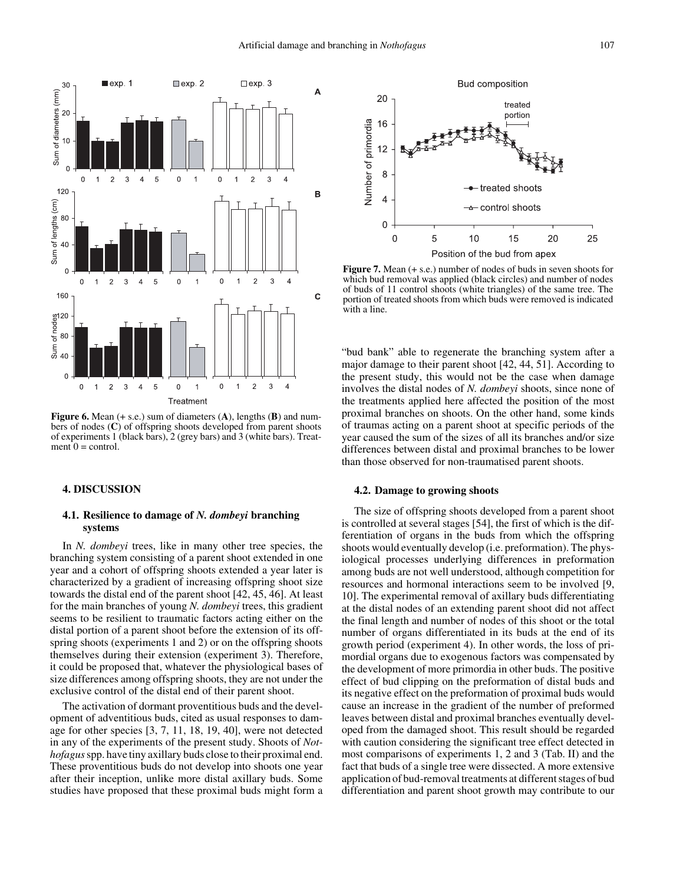**Figure 6.** Mean (+ s.e.) sum of diameters (**A**), lengths (**B**) and numbers of nodes (**C**) of offspring shoots developed from parent shoots of experiments 1 (black bars), 2 (grey bars) and 3 (white bars). Treatment 0 = control.

**Figure 7.** Mean (+ s.e.) number of nodes of buds in seven shoots for which bud removal was applied (black circles) and number of nodes of buds of 11 control shoots (white triangles) of the same tree. The portion of treated shoots from which buds were removed is indicated with a line.

## 4. DISCUSSION

### 4.1. Resilience to damage of *N. dombeyi* branching systems

In *N. dombeyi* trees, like in many other tree species, the branching system consisting of a parent shoot extended in one year and a cohort of offspring shoots extended a year later is characterized by a gradient of increasing offspring shoot size towards the distal end of the parent shoot [42, 45, 46]. At least for the main branches of young *N. dombeyi* trees, this gradient seems to be resilient to traumatic factors acting either on the distal portion of a parent shoot before the extension of its offspring shoots (experiments 1 and 2) or on the offspring shoots themselves during their extension (experiment 3). Therefore, it could be proposed that, whatever the physiological bases of size differences among offspring shoots, they are not under the exclusive control of the distal end of their parent shoot.

The activation of dormant proventitious buds and the development of adventitious buds, cited as usual responses to damage for other species [3, 7, 11, 18, 19, 40], were not detected in any of the experiments of the present study. Shoots of *Nothofagus* spp. have tiny axillary buds close to their proximal end. These proventitious buds do not develop into shoots one year after their inception, unlike more distal axillary buds. Some studies have proposed that these proximal buds might form a "bud bank" able to regenerate the branching system after a major damage to their parent shoot [42, 44, 51]. According to the present study, this would not be the case when damage involves the distal nodes of *N. dombeyi* shoots, since none of the treatments applied here affected the position of the most proximal branches on shoots. On the other hand, some kinds of traumas acting on a parent shoot at specific periods of the year caused the sum of the sizes of all its branches and/or size differences between distal and proximal branches to be lower than those observed for non-traumatised parent shoots.

### 4.2. Damage to growing shoots

The size of offspring shoots developed from a parent shoot is controlled at several stages [54], the first of which is the differentiation of organs in the buds from which the offspring shoots would eventually develop (i.e. preformation). The physiological processes underlying differences in preformation among buds are not well understood, although competition for resources and hormonal interactions seem to be involved [9, 10]. The experimental removal of axillary buds differentiating at the distal nodes of an extending parent shoot did not affect the final length and number of nodes of this shoot or the total number of organs differentiated in its buds at the end of its growth period (experiment 4). In other words, the loss of primordial organs due to exogenous factors was compensated by the development of more primordia in other buds. The positive effect of bud clipping on the preformation of distal buds and its negative effect on the preformation of proximal buds would cause an increase in the gradient of the number of preformed leaves between distal and proximal branches eventually developed from the damaged shoot. This result should be regarded with caution considering the significant tree effect detected in most comparisons of experiments 1, 2 and 3 (Tab. II) and the fact that buds of a single tree were dissected. A more extensive application of bud-removal treatments at different stages of bud differentiation and parent shoot growth may contribute to our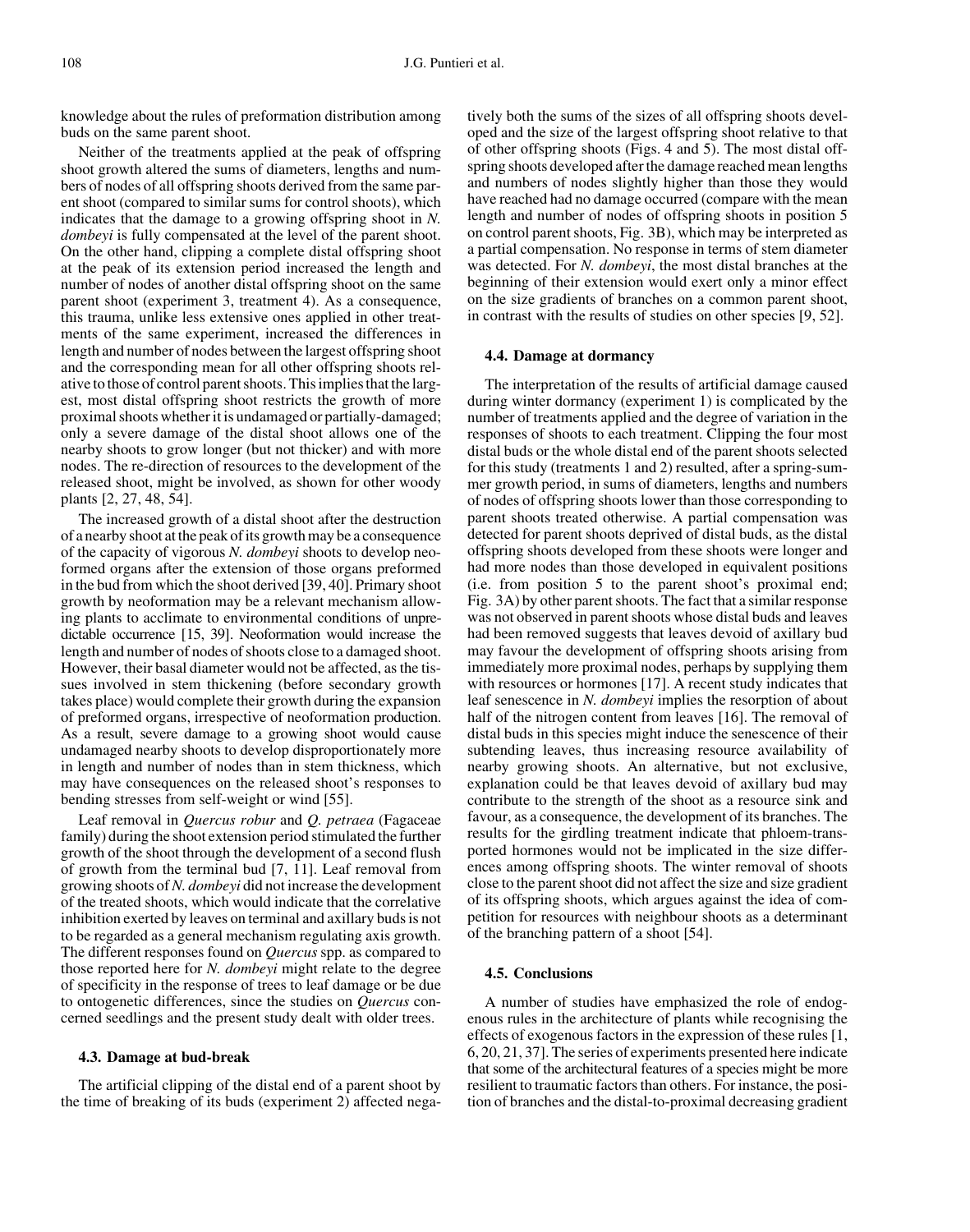knowledge about the rules of preformation distribution among buds on the same parent shoot.

Neither of the treatments applied at the peak of offspring shoot growth altered the sums of diameters, lengths and numbers of nodes of all offspring shoots derived from the same parent shoot (compared to similar sums for control shoots), which indicates that the damage to a growing offspring shoot in *N. dombeyi* is fully compensated at the level of the parent shoot. On the other hand, clipping a complete distal offspring shoot at the peak of its extension period increased the length and number of nodes of another distal offspring shoot on the same parent shoot (experiment 3, treatment 4). As a consequence, this trauma, unlike less extensive ones applied in other treatments of the same experiment, increased the differences in length and number of nodes between the largest offspring shoot and the corresponding mean for all other offspring shoots relative to those of control parent shoots. This implies that the largest, most distal offspring shoot restricts the growth of more proximal shoots whether it is undamaged or partially-damaged; only a severe damage of the distal shoot allows one of the nearby shoots to grow longer (but not thicker) and with more nodes. The re-direction of resources to the development of the released shoot, might be involved, as shown for other woody plants [2, 27, 48, 54].

The increased growth of a distal shoot after the destruction of a nearby shoot at the peak of its growth may be a consequence of the capacity of vigorous *N. dombeyi* shoots to develop neoformed organs after the extension of those organs preformed in the bud from which the shoot derived [39, 40]. Primary shoot growth by neoformation may be a relevant mechanism allowing plants to acclimate to environmental conditions of unpredictable occurrence [15, 39]. Neoformation would increase the length and number of nodes of shoots close to a damaged shoot. However, their basal diameter would not be affected, as the tissues involved in stem thickening (before secondary growth takes place) would complete their growth during the expansion of preformed organs, irrespective of neoformation production. As a result, severe damage to a growing shoot would cause undamaged nearby shoots to develop disproportionately more in length and number of nodes than in stem thickness, which may have consequences on the released shoot's responses to bending stresses from self-weight or wind [55].

Leaf removal in *Quercus robur* and *Q. petraea* (Fagaceae family) during the shoot extension period stimulated the further growth of the shoot through the development of a second flush of growth from the terminal bud [7, 11]. Leaf removal from growing shoots of *N. dombeyi* did not increase the development of the treated shoots, which would indicate that the correlative inhibition exerted by leaves on terminal and axillary buds is not to be regarded as a general mechanism regulating axis growth. The different responses found on *Quercus* spp. as compared to those reported here for *N. dombeyi* might relate to the degree of specificity in the response of trees to leaf damage or be due to ontogenetic differences, since the studies on *Quercus* concerned seedlings and the present study dealt with older trees.

### 4.3. Damage at bud-break

The artificial clipping of the distal end of a parent shoot by the time of breaking of its buds (experiment 2) affected negatively both the sums of the sizes of all offspring shoots developed and the size of the largest offspring shoot relative to that of other offspring shoots (Figs. 4 and 5). The most distal offspring shoots developed after the damage reached mean lengths and numbers of nodes slightly higher than those they would have reached had no damage occurred (compare with the mean length and number of nodes of offspring shoots in position 5 on control parent shoots, Fig. 3B), which may be interpreted as a partial compensation. No response in terms of stem diameter was detected. For *N. dombeyi*, the most distal branches at the beginning of their extension would exert only a minor effect on the size gradients of branches on a common parent shoot, in contrast with the results of studies on other species [9, 52].

### 4.4. Damage at dormancy

The interpretation of the results of artificial damage caused during winter dormancy (experiment 1) is complicated by the number of treatments applied and the degree of variation in the responses of shoots to each treatment. Clipping the four most distal buds or the whole distal end of the parent shoots selected for this study (treatments 1 and 2) resulted, after a spring-summer growth period, in sums of diameters, lengths and numbers of nodes of offspring shoots lower than those corresponding to parent shoots treated otherwise. A partial compensation was detected for parent shoots deprived of distal buds, as the distal offspring shoots developed from these shoots were longer and had more nodes than those developed in equivalent positions (i.e. from position 5 to the parent shoot's proximal end; Fig. 3A) by other parent shoots. The fact that a similar response was not observed in parent shoots whose distal buds and leaves had been removed suggests that leaves devoid of axillary bud may favour the development of offspring shoots arising from immediately more proximal nodes, perhaps by supplying them with resources or hormones [17]. A recent study indicates that leaf senescence in *N. dombeyi* implies the resorption of about half of the nitrogen content from leaves [16]. The removal of distal buds in this species might induce the senescence of their subtending leaves, thus increasing resource availability of nearby growing shoots. An alternative, but not exclusive, explanation could be that leaves devoid of axillary bud may contribute to the strength of the shoot as a resource sink and favour, as a consequence, the development of its branches. The results for the girdling treatment indicate that phloem-transported hormones would not be implicated in the size differences among offspring shoots. The winter removal of shoots close to the parent shoot did not affect the size and size gradient of its offspring shoots, which argues against the idea of competition for resources with neighbour shoots as a determinant of the branching pattern of a shoot [54].

### 4.5. Conclusions

A number of studies have emphasized the role of endogenous rules in the architecture of plants while recognising the effects of exogenous factors in the expression of these rules [1, 6, 20, 21, 37]. The series of experiments presented here indicate that some of the architectural features of a species might be more resilient to traumatic factors than others. For instance, the position of branches and the distal-to-proximal decreasing gradient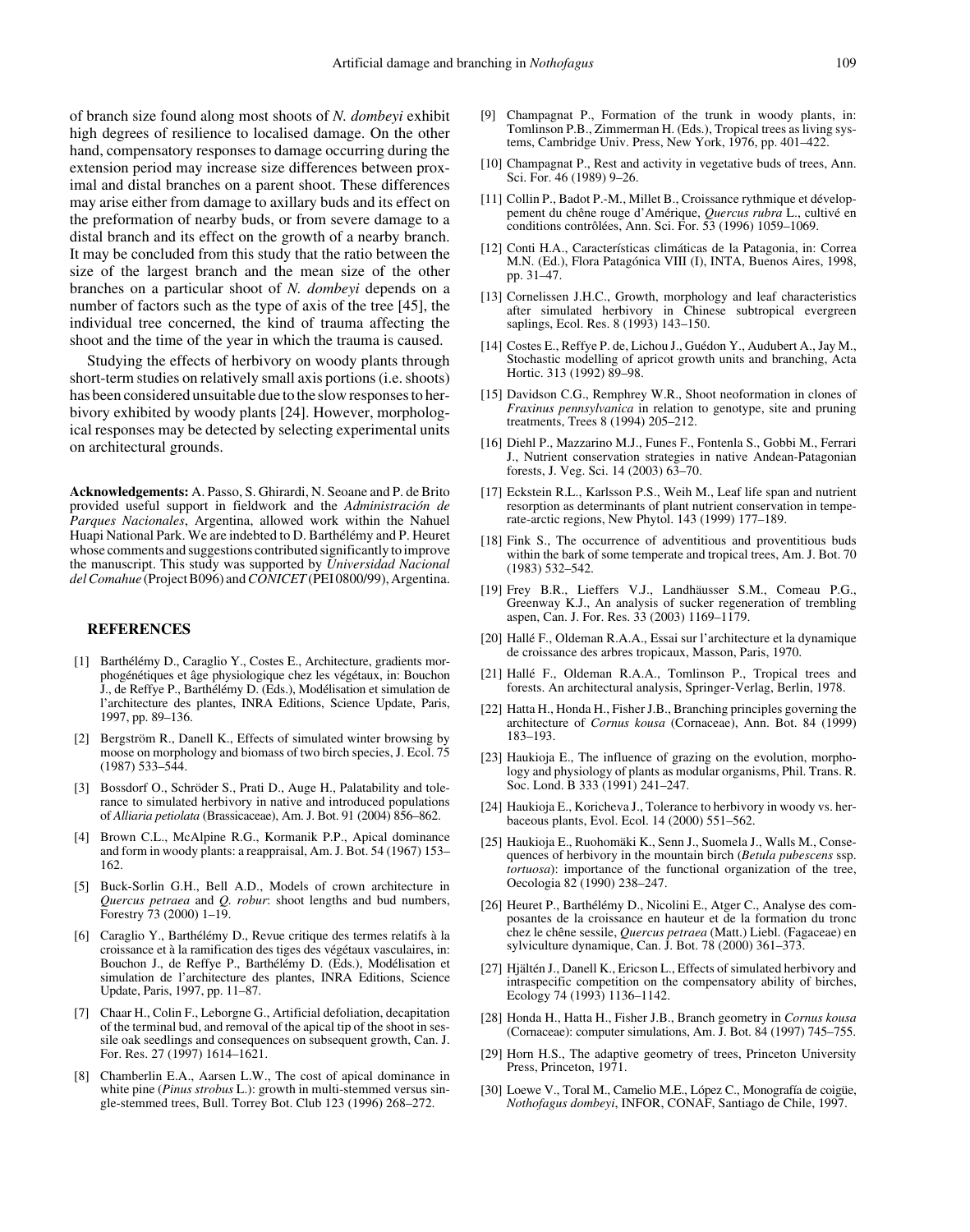of branch size found along most shoots of *N. dombeyi* exhibit high degrees of resilience to localised damage. On the other hand, compensatory responses to damage occurring during the extension period may increase size differences between proximal and distal branches on a parent shoot. These differences may arise either from damage to axillary buds and its effect on the preformation of nearby buds, or from severe damage to a distal branch and its effect on the growth of a nearby branch. It may be concluded from this study that the ratio between the size of the largest branch and the mean size of the other branches on a particular shoot of *N. dombeyi* depends on a number of factors such as the type of axis of the tree [45], the individual tree concerned, the kind of trauma affecting the shoot and the time of the year in which the trauma is caused.

Studying the effects of herbivory on woody plants through short-term studies on relatively small axis portions (i.e. shoots) has been considered unsuitable due to the slow responses to herbivory exhibited by woody plants [24]. However, morphological responses may be detected by selecting experimental units on architectural grounds.

**Acknowledgements:** A. Passo, S. Ghirardi, N. Seoane and P. de Brito provided useful support in fieldwork and the *Administración de Parques Nacionales*, Argentina, allowed work within the Nahuel Huapi National Park. We are indebted to D. Barthélémy and P. Heuret whose comments and suggestions contributed significantly to improve the manuscript. This study was supported by *Universidad Nacional del Comahue* (Project B096) and *CONICET* (PEI 0800/99), Argentina.

## REFERENCES

[1] Barthélémy D., Caraglio Y., Costes E., Architecture, gradients morphogénétiques et âge physiologique chez les végétaux, in: Bouchon J., de Reffye P., Barthélémy D. (Eds.), Modélisation et simulation de l'architecture des plantes, INRA Editions, Science Update, Paris, 1997, pp. 89–136.

[2] Bergström R., Danell K., Effects of simulated winter browsing by moose on morphology and biomass of two birch species, J. Ecol. 75 (1987) 533–544.

[3] Bossdorf O., Schröder S., Prati D., Auge H., Palatability and tolerance to simulated herbivory in native and introduced populations of *Alliaria petiolata* (Brassicaceae), Am. J. Bot. 91 (2004) 856–862.

[4] Brown C.L., McAlpine R.G., Kormanik P.P., Apical dominance and form in woody plants: a reappraisal, Am. J. Bot. 54 (1967) 153–162.

[5] Buck-Sorlin G.H., Bell A.D., Models of crown architecture in *Quercus petraea* and *Q. robur*: shoot lengths and bud numbers, Forestry 73 (2000) 1–19.

[6] Caraglio Y., Barthélémy D., Revue critique des termes relatifs à la croissance et à la ramification des tiges des végétaux vasculaires, in: Bouchon J., de Reffye P., Barthélémy D. (Éds.), Modélisation et simulation de l'architecture des plantes, INRA Editions, Science Update, Paris, 1997, pp. 11–87.

[7] Chaar H., Colin F., Leborgne G., Artificial defoliation, decapitation of the terminal bud, and removal of the apical tip of the shoot in sessile oak seedlings and consequences on subsequent growth, Can. J. For. Res. 27 (1997) 1614–1621.

[8] Chamberlin E.A., Aarsen L.W., The cost of apical dominance in white pine (*Pinus strobus* L.): growth in multi-stemmed versus single-stemmed trees, Bull. Torrey Bot. Club 123 (1996) 268–272.

[9] Champagnat P., Formation of the trunk in woody plants, in: Tomlinson P.B., Zimmerman H. (Eds.), Tropical trees as living systems, Cambridge Univ. Press, New York, 1976, pp. 401–422.

[10] Champagnat P., Rest and activity in vegetative buds of trees, Ann. Sci. For. 46 (1989) 9–26.

[11] Collin P., Badot P.-M., Millet B., Croissance rythmique et développement du chêne rouge d'Amérique, *Quercus rubra* L., cultivé en conditions contrôlées, Ann. Sci. For. 53 (1996) 1059–1069.

[12] Conti H.A., Características climáticas de la Patagonia, in: Correa M.N. (Ed.), Flora Patagónica VIII (I), INTA, Buenos Aires, 1998, pp. 31–47.

[13] Cornelissen J.H.C., Growth, morphology and leaf characteristics after simulated herbivory in Chinese subtropical evergreen saplings, Ecol. Res. 8 (1993) 143–150.

[14] Costes E., Reffye P. de, Lichou J., Guédon Y., Audubert A., Jay M., Stochastic modelling of apricot growth units and branching, Acta Hortic. 313 (1992) 89–98.

[15] Davidson C.G., Remphrey W.R., Shoot neoformation in clones of *Fraxinus pennsylvanica* in relation to genotype, site and pruning treatments, Trees 8 (1994) 205–212.

[16] Diehl P., Mazzarino M.J., Funes F., Fontenla S., Gobbi M., Ferrari J., Nutrient conservation strategies in native Andean-Patagonian forests, J. Veg. Sci. 14 (2003) 63–70.

[17] Eckstein R.L., Karlsson P.S., Weih M., Leaf life span and nutrient resorption as determinants of plant nutrient conservation in temperate-arctic regions, New Phytol. 143 (1999) 177–189.

[18] Fink S., The occurrence of adventitious and proventitious buds within the bark of some temperate and tropical trees, Am. J. Bot. 70 (1983) 532–542.

[19] Frey B.R., Lieffers V.J., Landhäusser S.M., Comeau P.G., Greenway K.J., An analysis of sucker regeneration of trembling aspen, Can. J. For. Res. 33 (2003) 1169–1179.

[20] Hallé F., Oldeman R.A.A., Essai sur l'architecture et la dynamique de croissance des arbres tropicaux, Masson, Paris, 1970.

[21] Hallé F., Oldeman R.A.A., Tomlinson P., Tropical trees and forests. An architectural analysis, Springer-Verlag, Berlin, 1978.

[22] Hatta H., Honda H., Fisher J.B., Branching principles governing the architecture of *Cornus kousa* (Cornaceae), Ann. Bot. 84 (1999) 183–193.

[23] Haukioja E., The influence of grazing on the evolution, morphology and physiology of plants as modular organisms, Phil. Trans. R. Soc. Lond. B 333 (1991) 241–247.

[24] Haukioja E., Koricheva J., Tolerance to herbivory in woody vs. herbaceous plants, Evol. Ecol. 14 (2000) 551–562.

[25] Haukioja E., Ruohomäki K., Senn J., Suomela J., Walls M., Consequences of herbivory in the mountain birch (*Betula pubescens* ssp. *tortuosa*): importance of the functional organization of the tree, Oecologia 82 (1990) 238–247.

[26] Heuret P., Barthélémy D., Nicolini E., Atger C., Analyse des composantes de la croissance en hauteur et de la formation du tronc chez le chêne sessile, *Quercus petraea* (Matt.) Liebl. (Fagaceae) en sylviculture dynamique, Can. J. Bot. 78 (2000) 361–373.

[27] Hjältén J., Danell K., Ericson L., Effects of simulated herbivory and intraspecific competition on the compensatory ability of birches, Ecology 74 (1993) 1136–1142.

[28] Honda H., Hatta H., Fisher J.B., Branch geometry in *Cornus kousa* (Cornaceae): computer simulations, Am. J. Bot. 84 (1997) 745–755.

[29] Horn H.S., The adaptive geometry of trees, Princeton University Press, Princeton, 1971.

[30] Loewe V., Toral M., Camelio M.E., López C., Monografía de coigüe, *Nothofagus dombeyi*, INFOR, CONAF, Santiago de Chile, 1997.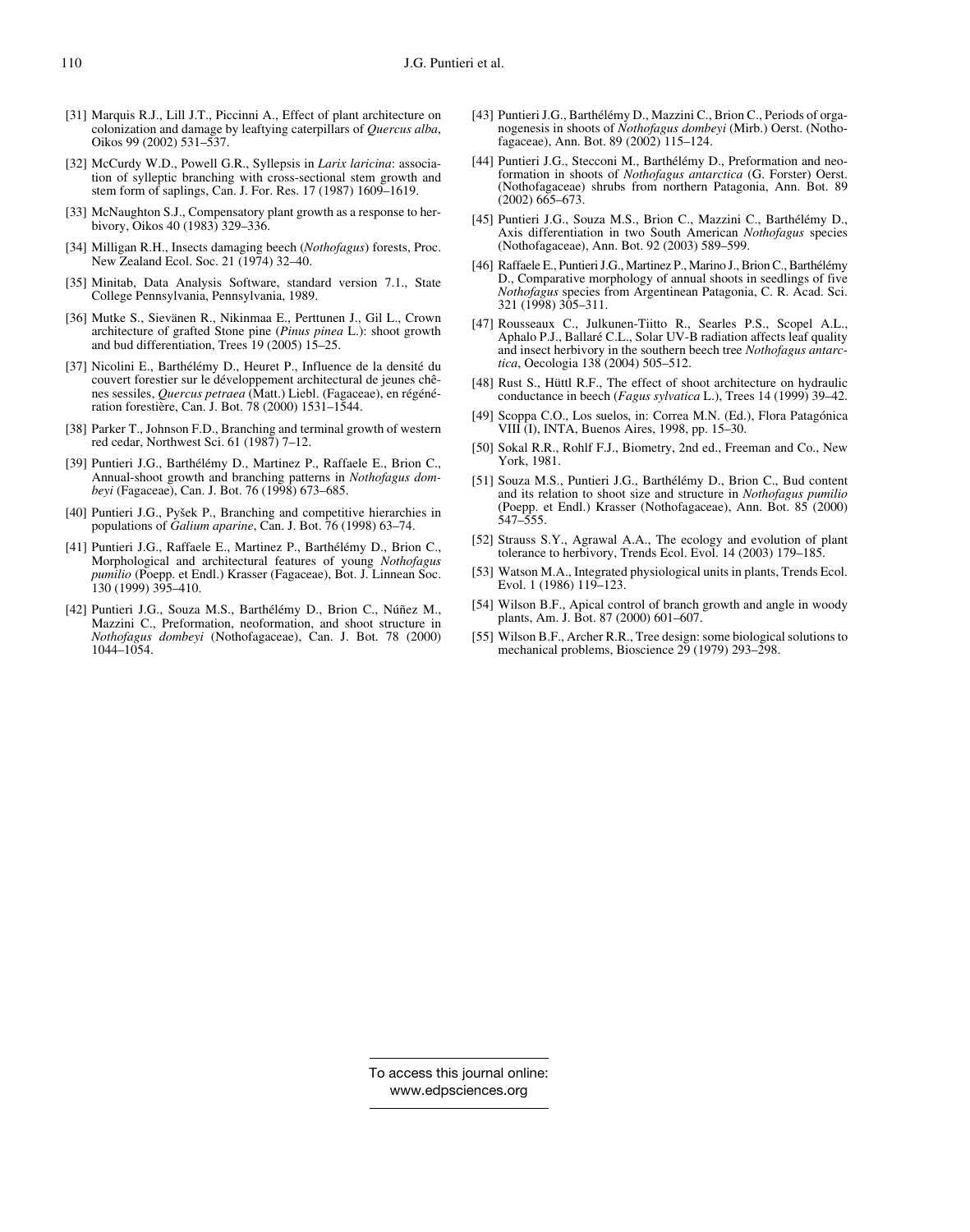[31] Marquis R.J., Lill J.T., Piccinni A., Effect of plant architecture on colonization and damage by leaftying caterpillars of *Quercus alba*, Oikos 99 (2002) 531–537.

[32] McCurdy W.D., Powell G.R., Syllepsis in *Larix laricina*: association of sylleptic branching with cross-sectional stem growth and stem form of saplings, Can. J. For. Res. 17 (1987) 1609–1619.

[33] McNaughton S.J., Compensatory plant growth as a response to herbivory, Oikos 40 (1983) 329–336.

[34] Milligan R.H., Insects damaging beech (*Nothofagus*) forests, Proc. New Zealand Ecol. Soc. 21 (1974) 32–40.

[35] Minitab, Data Analysis Software, standard version 7.1., State College Pennsylvania, Pennsylvania, 1989.

[36] Mutke S., Sievänen R., Nikinmaa E., Perttunen J., Gil L., Crown architecture of grafted Stone pine (*Pinus pinea* L.): shoot growth and bud differentiation, Trees 19 (2005) 15–25.

[37] Nicolini E., Barthélémy D., Heuret P., Influence de la densité du couvert forestier sur le développement architectural de jeunes chênes sessiles, *Quercus petraea* (Matt.) Liebl. (Fagaceae), en régénération forestière, Can. J. Bot. 78 (2000) 1531–1544.

[38] Parker T., Johnson F.D., Branching and terminal growth of western red cedar, Northwest Sci. 61 (1987) 7–12.

[39] Puntieri J.G., Barthélémy D., Martinez P., Raffaele E., Brion C., Annual-shoot growth and branching patterns in *Nothofagus dombeyi* (Fagaceae), Can. J. Bot. 76 (1998) 673–685.

[40] Puntieri J.G., Pyšek P., Branching and competitive hierarchies in populations of *Galium aparine*, Can. J. Bot. 76 (1998) 63–74.

[41] Puntieri J.G., Raffaele E., Martinez P., Barthélémy D., Brion C., Morphological and architectural features of young *Nothofagus pumilio* (Poepp. et Endl.) Krasser (Fagaceae), Bot. J. Linnean Soc. 130 (1999) 395–410.

[42] Puntieri J.G., Souza M.S., Barthélémy D., Brion C., Núñez M., Mazzini C., Preformation, neoformation, and shoot structure in *Nothofagus dombeyi* (Nothofagaceae), Can. J. Bot. 78 (2000) 1044–1054.

[43] Puntieri J.G., Barthélémy D., Mazzini C., Brion C., Periods of organogenesis in shoots of *Nothofagus dombeyi* (Mirb.) Oerst. (Nothofagaceae), Ann. Bot. 89 (2002) 115–124.

[44] Puntieri J.G., Stecconi M., Barthélémy D., Preformation and neoformation in shoots of *Nothofagus antarctica* (G. Forster) Oerst. (Nothofagaceae) shrubs from northern Patagonia, Ann. Bot. 89 (2002) 665–673.

[45] Puntieri J.G., Souza M.S., Brion C., Mazzini C., Barthélémy D., Axis differentiation in two South American *Nothofagus* species (Nothofagaceae), Ann. Bot. 92 (2003) 589–599.

[46] Raffaele E., Puntieri J.G., Martinez P., Marino J., Brion C., Barthélémy D., Comparative morphology of annual shoots in seedlings of five *Nothofagus* species from Argentinean Patagonia, C. R. Acad. Sci. 321 (1998) 305–311.

[47] Rousseaux C., Julkunen-Tiitto R., Searles P.S., Scopel A.L., Aphalo P.J., Ballaré C.L., Solar UV-B radiation affects leaf quality and insect herbivory in the southern beech tree *Nothofagus antarctica*, Oecologia 138 (2004) 505–512.

[48] Rust S., Hüttl R.F., The effect of shoot architecture on hydraulic conductance in beech (*Fagus sylvatica* L.), Trees 14 (1999) 39–42.

[49] Scoppa C.O., Los suelos, in: Correa M.N. (Ed.), Flora Patagónica VIII (I), INTA, Buenos Aires, 1998, pp. 15–30.

[50] Sokal R.R., Rohlf F.J., Biometry, 2nd ed., Freeman and Co., New York, 1981.

[51] Souza M.S., Puntieri J.G., Barthélémy D., Brion C., Bud content and its relation to shoot size and structure in *Nothofagus pumilio* (Poepp. et Endl.) Krasser (Nothofagaceae), Ann. Bot. 85 (2000) 547–555.

[52] Strauss S.Y., Agrawal A.A., The ecology and evolution of plant tolerance to herbivory, Trends Ecol. Evol. 14 (2003) 179–185.

[53] Watson M.A., Integrated physiological units in plants, Trends Ecol. Evol. 1 (1986) 119–123.

[54] Wilson B.F., Apical control of branch growth and angle in woody plants, Am. J. Bot. 87 (2000) 601–607.

[55] Wilson B.F., Archer R.R., Tree design: some biological solutions to mechanical problems, Bioscience 29 (1979) 293–298.

To access this journal online:
www.edpsciences.org